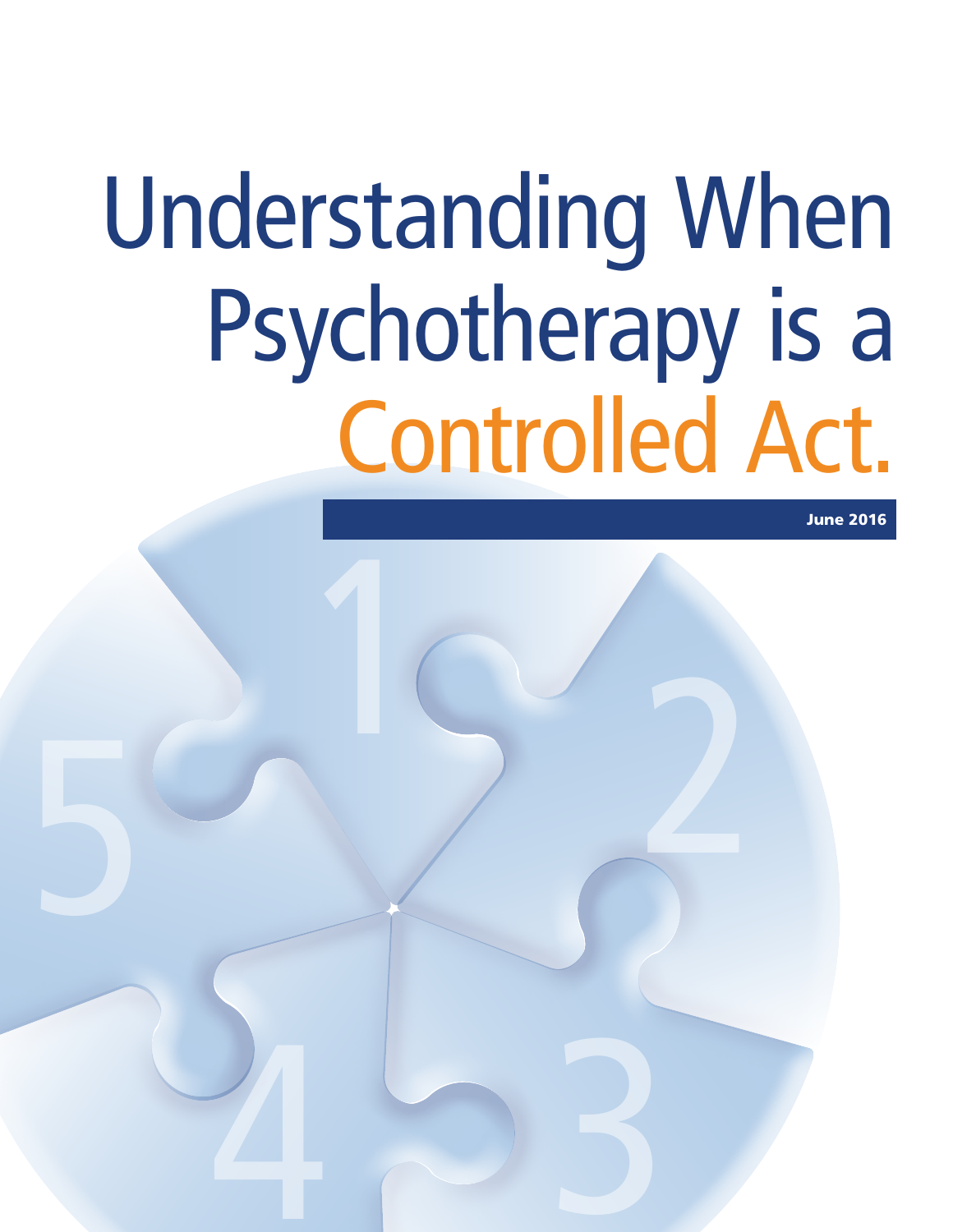# Understanding When Psychotherapy is a Controlled Act.

June 2016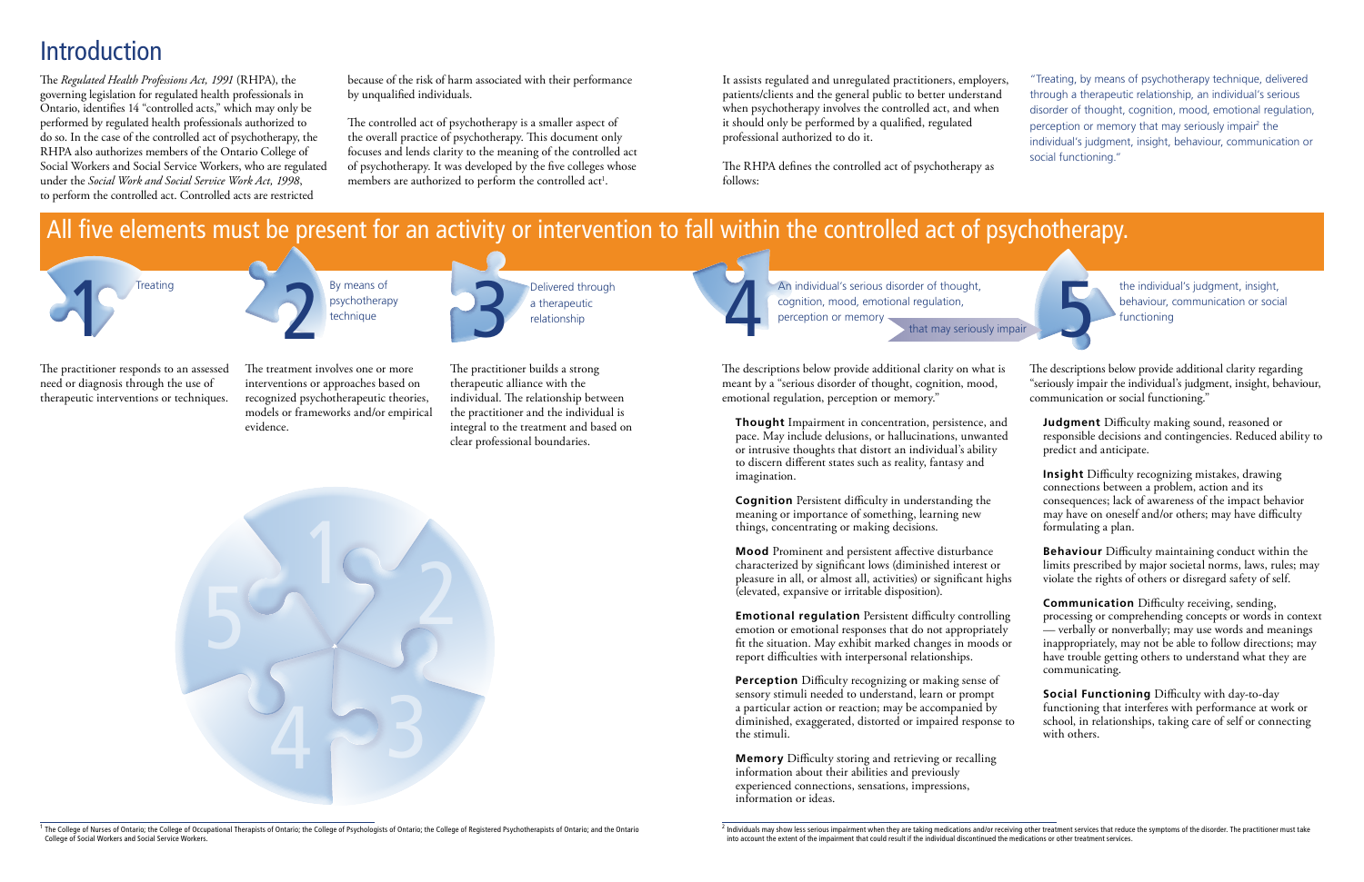# Introduction

The *Regulated Health Professions Act, 1991* (RHPA), the governing legislation for regulated health professionals in Ontario, identifies 14 "controlled acts," which may only be performed by regulated health professionals authorized to do so. In the case of the controlled act of psychotherapy, the RHPA also authorizes members of the Ontario College of Social Workers and Social Service Workers, who are regulated under the *Social Work and Social Service Work Act, 1998*, to perform the controlled act. Controlled acts are restricted because of the risk of harm associated with their performance by unqualified individuals.

The controlled act of psychotherapy is a smaller aspect of the overall practice of psychotherapy. This document only focuses and lends clarity to the meaning of the controlled act of psychotherapy. It was developed by the five colleges whose members are authorized to perform the controlled act[1].

It assists regulated and unregulated practitioners, employers, patients/clients and the general public to better understand when psychotherapy involves the controlled act, and when it should only be performed by a qualified, regulated professional authorized to do it.

The RHPA defines the controlled act of psychotherapy as follows:

"Treating, by means of psychotherapy technique, delivered through a therapeutic relationship, an individual's serious disorder of thought, cognition, mood, emotional regulation, perception or memory that may seriously impair[2] the individual's judgment, insight, behaviour, communication or social functioning."

## All five elements must be present for an activity or intervention to fall within the controlled act of psychotherapy.

**1 Treating**

The practitioner responds to an assessed need or diagnosis through the use of therapeutic interventions or techniques.

**2 By means of psychotherapy technique**

The treatment involves one or more interventions or approaches based on recognized psychotherapeutic theories, models or frameworks and/or empirical evidence.

**3 Delivered through a therapeutic relationship**

The practitioner builds a strong therapeutic alliance with the individual. The relationship between the practitioner and the individual is integral to the treatment and based on clear professional boundaries.

**4 An individual's serious disorder of thought, cognition, mood, emotional regulation, perception or memory** — that may seriously impair

The descriptions below provide additional clarity on what is meant by a "serious disorder of thought, cognition, mood, emotional regulation, perception or memory."

**Thought** Impairment in concentration, persistence, and pace. May include delusions, or hallucinations, unwanted or intrusive thoughts that distort an individual's ability to discern different states such as reality, fantasy and imagination.

**Cognition** Persistent difficulty in understanding the meaning or importance of something, learning new things, concentrating or making decisions.

**Mood** Prominent and persistent affective disturbance characterized by significant lows (diminished interest or pleasure in all, or almost all, activities) or significant highs (elevated, expansive or irritable disposition).

**Emotional regulation** Persistent difficulty controlling emotion or emotional responses that do not appropriately fit the situation. May exhibit marked changes in moods or report difficulties with interpersonal relationships.

**Perception** Difficulty recognizing or making sense of sensory stimuli needed to understand, learn or prompt a particular action or reaction; may be accompanied by diminished, exaggerated, distorted or impaired response to the stimuli.

**Memory** Difficulty storing and retrieving or recalling information about their abilities and previously experienced connections, sensations, impressions, information or ideas.

**5 the individual's judgment, insight, behaviour, communication or social functioning**

The descriptions below provide additional clarity regarding "seriously impair the individual's judgment, insight, behaviour, communication or social functioning."

**Judgment** Difficulty making sound, reasoned or responsible decisions and contingencies. Reduced ability to predict and anticipate.

**Insight** Difficulty recognizing mistakes, drawing connections between a problem, action and its consequences; lack of awareness of the impact behavior may have on oneself and/or others; may have difficulty formulating a plan.

**Behaviour** Difficulty maintaining conduct within the limits prescribed by major societal norms, laws, rules; may violate the rights of others or disregard safety of self.

**Communication** Difficulty receiving, sending, processing or comprehending concepts or words in context — verbally or nonverbally; may use words and meanings inappropriately, may not be able to follow directions; may have trouble getting others to understand what they are communicating.

**Social Functioning** Difficulty with day-to-day functioning that interferes with performance at work or school, in relationships, taking care of self or connecting with others.

---

[1] The College of Nurses of Ontario; the College of Occupational Therapists of Ontario; the College of Psychologists of Ontario; the College of Registered Psychotherapists of Ontario; and the Ontario College of Social Workers and Social Service Workers.

[2] Individuals may show less serious impairment when they are taking medications and/or receiving other treatment services that reduce the symptoms of the disorder. The practitioner must take into account the extent of the impairment that could result if the individual discontinued the medications or other treatment services.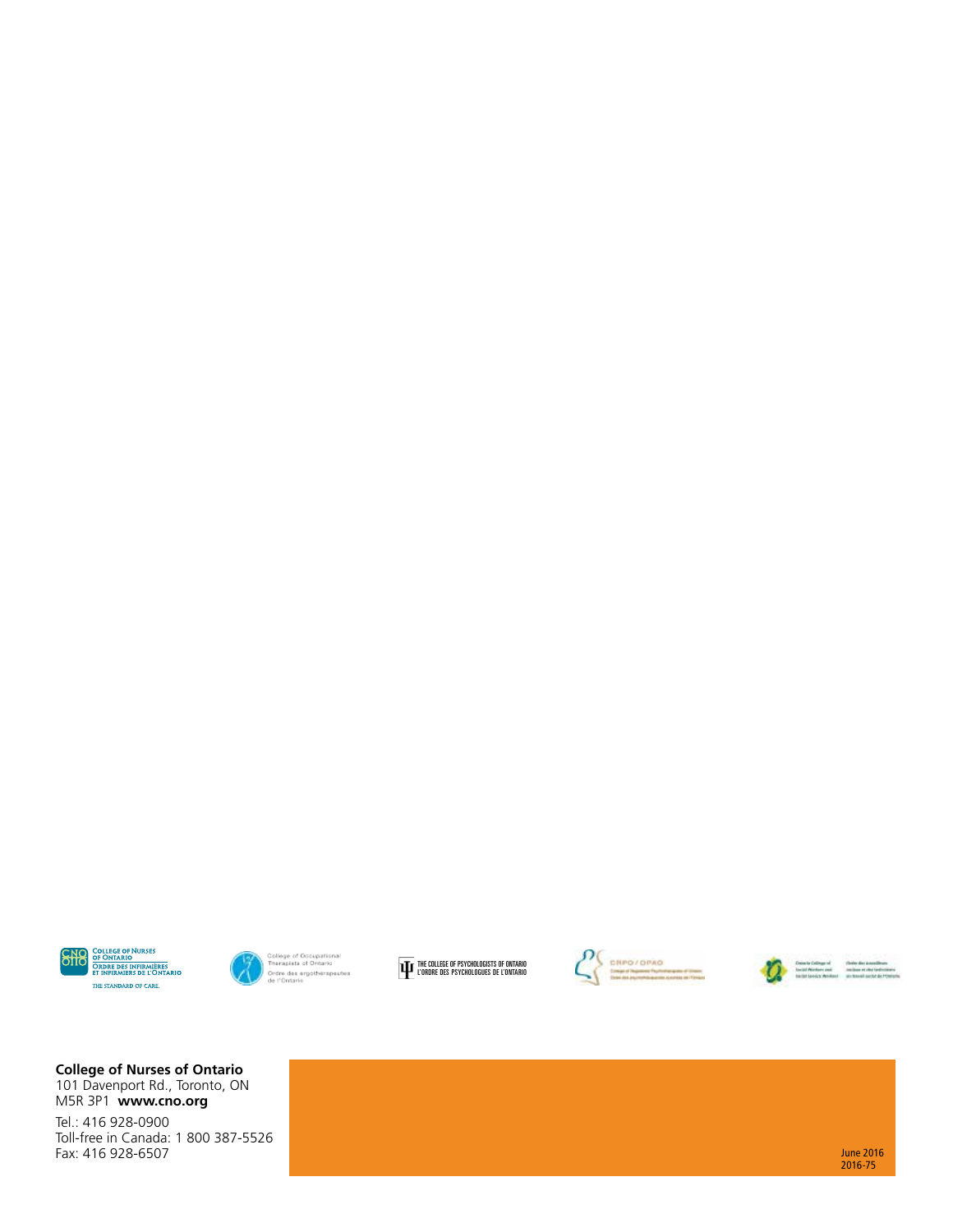College of Nurses of Ontario
Ordre des infirmières et infirmiers de l'Ontario
The Standard of Care.

College of Occupational Therapists of Ontario
Ordre des ergothérapeutes de l'Ontario

The College of Psychologists of Ontario
L'Ordre des psychologues de l'Ontario

CRPO / OPAO

**College of Nurses of Ontario**
101 Davenport Rd., Toronto, ON
M5R 3P1 **www.cno.org**

Tel.: 416 928-0900
Toll-free in Canada: 1 800 387-5526
Fax: 416 928-6507

June 2016
2016-75